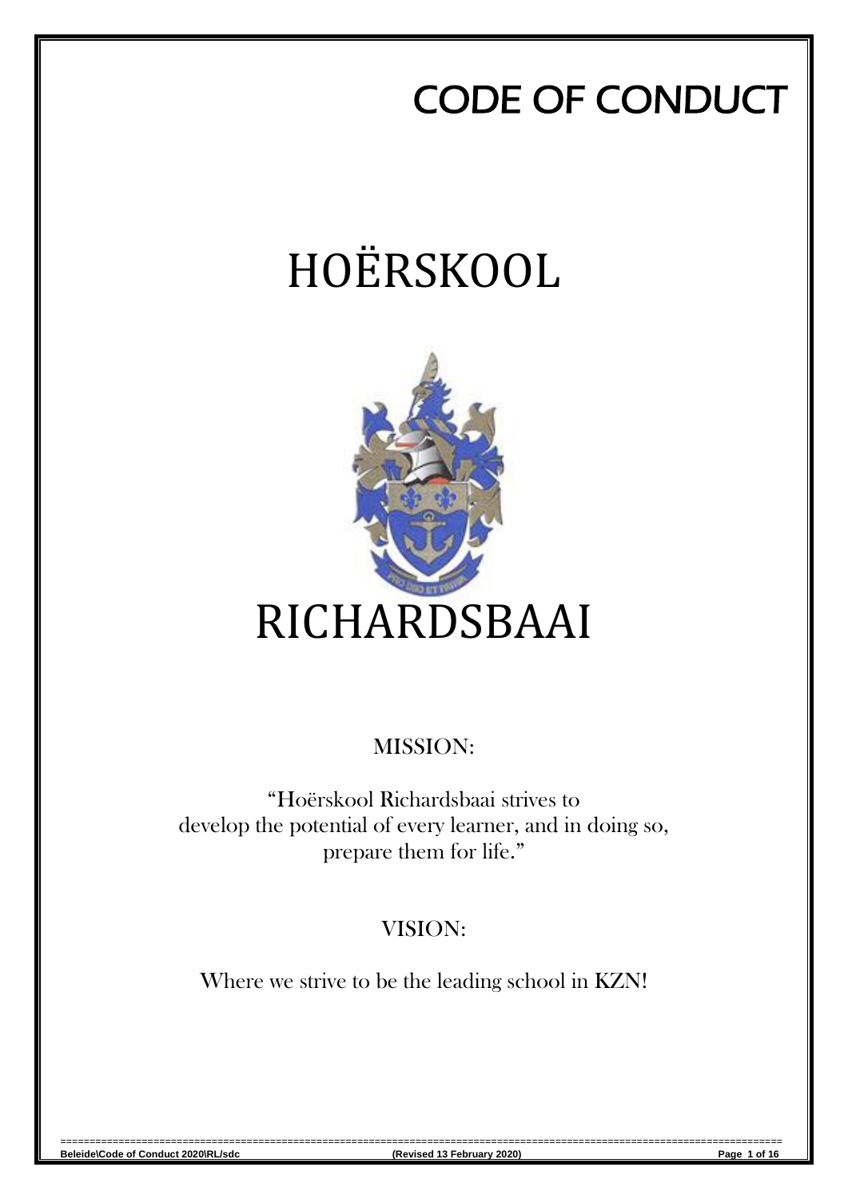# CODE OF CONDUCT

# HOËRSKOOL

# RICHARDSBAAI

MISSION:

"Hoërskool Richardsbaai strives to develop the potential of every learner, and in doing so, prepare them for life."

VISION:

Where we strive to be the leading school in KZN!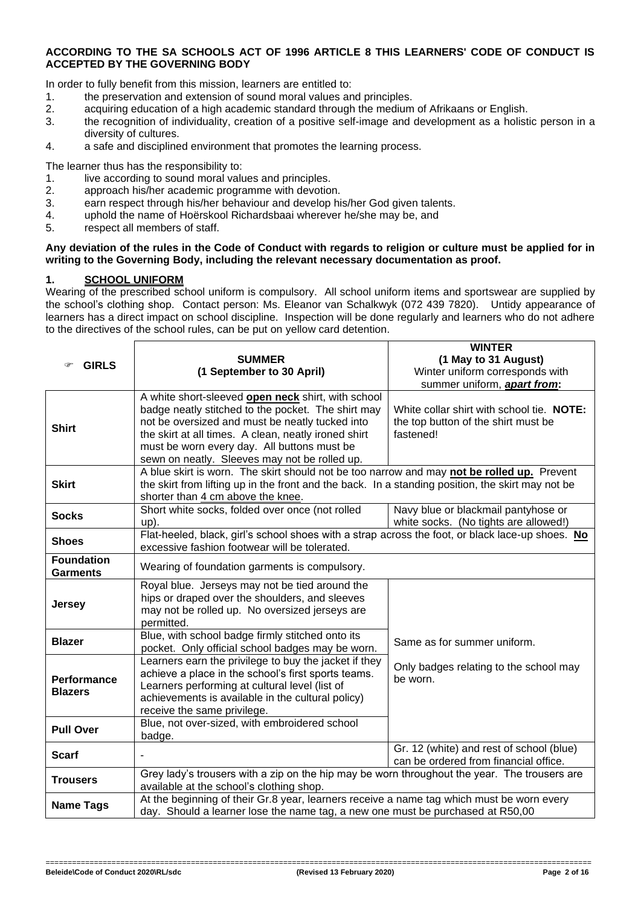**ACCORDING TO THE SA SCHOOLS ACT OF 1996 ARTICLE 8 THIS LEARNERS' CODE OF CONDUCT IS ACCEPTED BY THE GOVERNING BODY**

In order to fully benefit from this mission, learners are entitled to:

1. the preservation and extension of sound moral values and principles.
2. acquiring education of a high academic standard through the medium of Afrikaans or English.
3. the recognition of individuality, creation of a positive self-image and development as a holistic person in a diversity of cultures.
4. a safe and disciplined environment that promotes the learning process.

The learner thus has the responsibility to:

1. live according to sound moral values and principles.
2. approach his/her academic programme with devotion.
3. earn respect through his/her behaviour and develop his/her God given talents.
4. uphold the name of Hoërskool Richardsbaai wherever he/she may be, and
5. respect all members of staff.

**Any deviation of the rules in the Code of Conduct with regards to religion or culture must be applied for in writing to the Governing Body, including the relevant necessary documentation as proof.**

## 1. SCHOOL UNIFORM

Wearing of the prescribed school uniform is compulsory. All school uniform items and sportswear are supplied by the school's clothing shop. Contact person: Ms. Eleanor van Schalkwyk (072 439 7820). Untidy appearance of learners has a direct impact on school discipline. Inspection will be done regularly and learners who do not adhere to the directives of the school rules, can be put on yellow card detention.

| ☞ **GIRLS** | **SUMMER (1 September to 30 April)** | **WINTER (1 May to 31 August)** Winter uniform corresponds with summer uniform, ***apart from*:** |
|---|---|---|
| **Shirt** | A white short-sleeved **open neck** shirt, with school badge neatly stitched to the pocket. The shirt may not be oversized and must be neatly tucked into the skirt at all times. A clean, neatly ironed shirt must be worn every day. All buttons must be sewn on neatly. Sleeves may not be rolled up. | White collar shirt with school tie. **NOTE:** the top button of the shirt must be fastened! |
| **Skirt** | A blue skirt is worn. The skirt should not be too narrow and may **not be rolled up.** Prevent the skirt from lifting up in the front and the back. In a standing position, the skirt may not be shorter than 4 cm above the knee. | |
| **Socks** | Short white socks, folded over once (not rolled up). | Navy blue or blackmail pantyhose or white socks. (No tights are allowed!) |
| **Shoes** | Flat-heeled, black, girl's school shoes with a strap across the foot, or black lace-up shoes. **No** excessive fashion footwear will be tolerated. | |
| **Foundation Garments** | Wearing of foundation garments is compulsory. | |
| **Jersey** | Royal blue. Jerseys may not be tied around the hips or draped over the shoulders, and sleeves may not be rolled up. No oversized jerseys are permitted. | Same as for summer uniform. Only badges relating to the school may be worn. |
| **Blazer** | Blue, with school badge firmly stitched onto its pocket. Only official school badges may be worn. | |
| **Performance Blazers** | Learners earn the privilege to buy the jacket if they achieve a place in the school's first sports teams. Learners performing at cultural level (list of achievements is available in the cultural policy) receive the same privilege. | |
| **Pull Over** | Blue, not over-sized, with embroidered school badge. | |
| **Scarf** | - | Gr. 12 (white) and rest of school (blue) can be ordered from financial office. |
| **Trousers** | Grey lady's trousers with a zip on the hip may be worn throughout the year. The trousers are available at the school's clothing shop. | |
| **Name Tags** | At the beginning of their Gr.8 year, learners receive a name tag which must be worn every day. Should a learner lose the name tag, a new one must be purchased at R50,00 | |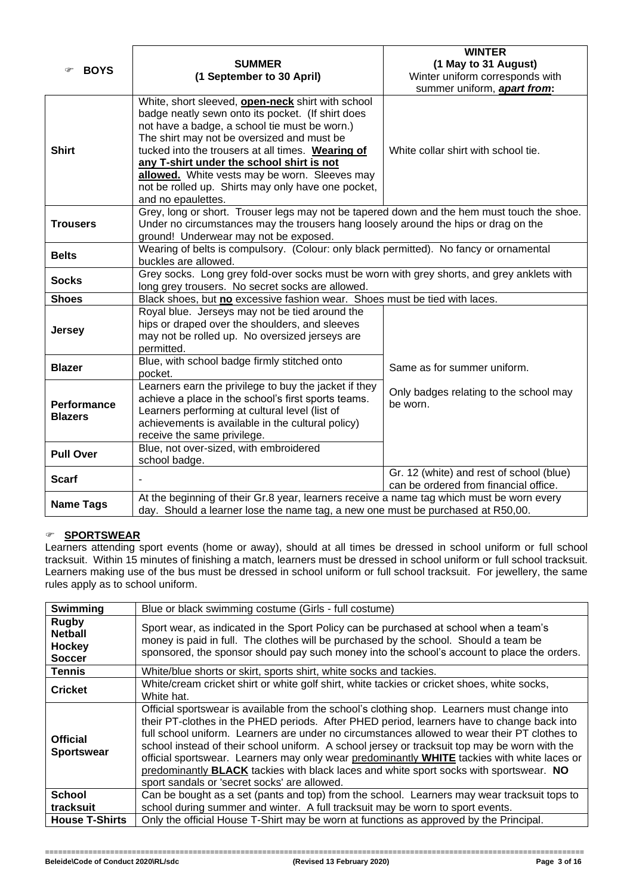| ☞ **BOYS** | **SUMMER (1 September to 30 April)** | **WINTER (1 May to 31 August)** Winter uniform corresponds with summer uniform, ***apart from*:** |
|---|---|---|
| **Shirt** | White, short sleeved, **open-neck** shirt with school badge neatly sewn onto its pocket. (If shirt does not have a badge, a school tie must be worn.) The shirt may not be oversized and must be tucked into the trousers at all times. **Wearing of any T-shirt under the school shirt is not allowed.** White vests may be worn. Sleeves may not be rolled up. Shirts may only have one pocket, and no epaulettes. | White collar shirt with school tie. |
| **Trousers** | Grey, long or short. Trouser legs may not be tapered down and the hem must touch the shoe. Under no circumstances may the trousers hang loosely around the hips or drag on the ground! Underwear may not be exposed. | |
| **Belts** | Wearing of belts is compulsory. (Colour: only black permitted). No fancy or ornamental buckles are allowed. | |
| **Socks** | Grey socks. Long grey fold-over socks must be worn with grey shorts, and grey anklets with long grey trousers. No secret socks are allowed. | |
| **Shoes** | Black shoes, but **no** excessive fashion wear. Shoes must be tied with laces. | |
| **Jersey** | Royal blue. Jerseys may not be tied around the hips or draped over the shoulders, and sleeves may not be rolled up. No oversized jerseys are permitted. | Same as for summer uniform. Only badges relating to the school may be worn. |
| **Blazer** | Blue, with school badge firmly stitched onto pocket. | |
| **Performance Blazers** | Learners earn the privilege to buy the jacket if they achieve a place in the school's first sports teams. Learners performing at cultural level (list of achievements is available in the cultural policy) receive the same privilege. | |
| **Pull Over** | Blue, not over-sized, with embroidered school badge. | |
| **Scarf** | - | Gr. 12 (white) and rest of school (blue) can be ordered from financial office. |
| **Name Tags** | At the beginning of their Gr.8 year, learners receive a name tag which must be worn every day. Should a learner lose the name tag, a new one must be purchased at R50,00. | |

## ☞ SPORTSWEAR

Learners attending sport events (home or away), should at all times be dressed in school uniform or full school tracksuit. Within 15 minutes of finishing a match, learners must be dressed in school uniform or full school tracksuit. Learners making use of the bus must be dressed in school uniform or full school tracksuit. For jewellery, the same rules apply as to school uniform.

| **Swimming** | Blue or black swimming costume (Girls - full costume) |
|---|---|
| **Rugby Netball Hockey Soccer** | Sport wear, as indicated in the Sport Policy can be purchased at school when a team's money is paid in full. The clothes will be purchased by the school. Should a team be sponsored, the sponsor should pay such money into the school's account to place the orders. |
| **Tennis** | White/blue shorts or skirt, sports shirt, white socks and tackies. |
| **Cricket** | White/cream cricket shirt or white golf shirt, white tackies or cricket shoes, white socks, White hat. |
| **Official Sportswear** | Official sportswear is available from the school's clothing shop. Learners must change into their PT-clothes in the PHED periods. After PHED period, learners have to change back into full school uniform. Learners are under no circumstances allowed to wear their PT clothes to school instead of their school uniform. A school jersey or tracksuit top may be worn with the official sportswear. Learners may only wear predominantly **WHITE** tackies with white laces or predominantly **BLACK** tackies with black laces and white sport socks with sportswear. **NO** sport sandals or 'secret socks' are allowed. |
| **School tracksuit** | Can be bought as a set (pants and top) from the school. Learners may wear tracksuit tops to school during summer and winter. A full tracksuit may be worn to sport events. |
| **House T-Shirts** | Only the official House T-Shirt may be worn at functions as approved by the Principal. |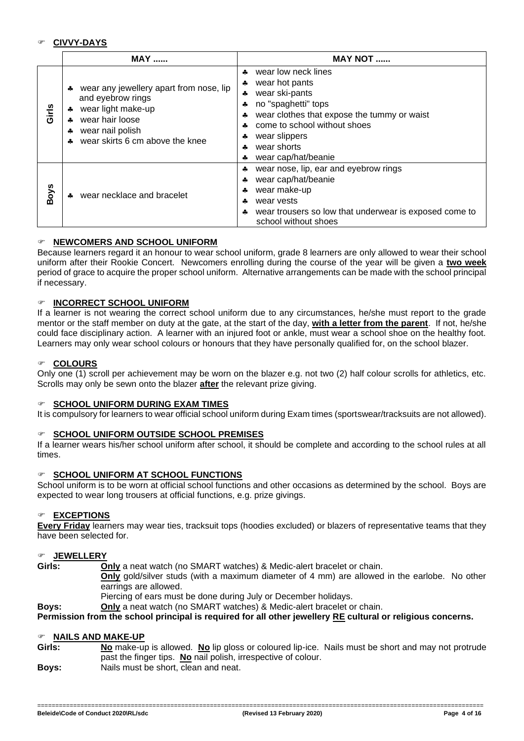## ☞ CIVVY-DAYS

| | MAY ...... | MAY NOT ...... |
|---|---|---|
| Girls | ♣ wear any jewellery apart from nose, lip and eyebrow rings<br>♣ wear light make-up<br>♣ wear hair loose<br>♣ wear nail polish<br>♣ wear skirts 6 cm above the knee | ♣ wear low neck lines<br>♣ wear hot pants<br>♣ wear ski-pants<br>♣ no "spaghetti" tops<br>♣ wear clothes that expose the tummy or waist<br>♣ come to school without shoes<br>♣ wear slippers<br>♣ wear shorts<br>♣ wear cap/hat/beanie |
| Boys | ♣ wear necklace and bracelet | ♣ wear nose, lip, ear and eyebrow rings<br>♣ wear cap/hat/beanie<br>♣ wear make-up<br>♣ wear vests<br>♣ wear trousers so low that underwear is exposed come to school without shoes |

## ☞ NEWCOMERS AND SCHOOL UNIFORM

Because learners regard it an honour to wear school uniform, grade 8 learners are only allowed to wear their school uniform after their Rookie Concert. Newcomers enrolling during the course of the year will be given a **two week** period of grace to acquire the proper school uniform. Alternative arrangements can be made with the school principal if necessary.

## ☞ INCORRECT SCHOOL UNIFORM

If a learner is not wearing the correct school uniform due to any circumstances, he/she must report to the grade mentor or the staff member on duty at the gate, at the start of the day, **with a letter from the parent**. If not, he/she could face disciplinary action. A learner with an injured foot or ankle, must wear a school shoe on the healthy foot. Learners may only wear school colours or honours that they have personally qualified for, on the school blazer.

## ☞ COLOURS

Only one (1) scroll per achievement may be worn on the blazer e.g. not two (2) half colour scrolls for athletics, etc. Scrolls may only be sewn onto the blazer **after** the relevant prize giving.

## ☞ SCHOOL UNIFORM DURING EXAM TIMES

It is compulsory for learners to wear official school uniform during Exam times (sportswear/tracksuits are not allowed).

## ☞ SCHOOL UNIFORM OUTSIDE SCHOOL PREMISES

If a learner wears his/her school uniform after school, it should be complete and according to the school rules at all times.

## ☞ SCHOOL UNIFORM AT SCHOOL FUNCTIONS

School uniform is to be worn at official school functions and other occasions as determined by the school. Boys are expected to wear long trousers at official functions, e.g. prize givings.

## ☞ EXCEPTIONS

**Every Friday** learners may wear ties, tracksuit tops (hoodies excluded) or blazers of representative teams that they have been selected for.

## ☞ JEWELLERY

**Girls:** **Only** a neat watch (no SMART watches) & Medic-alert bracelet or chain.
**Only** gold/silver studs (with a maximum diameter of 4 mm) are allowed in the earlobe. No other earrings are allowed.
Piercing of ears must be done during July or December holidays.

**Boys:** **Only** a neat watch (no SMART watches) & Medic-alert bracelet or chain.

**Permission from the school principal is required for all other jewellery RE cultural or religious concerns.**

## ☞ NAILS AND MAKE-UP

**Girls:** **No** make-up is allowed. **No** lip gloss or coloured lip-ice. Nails must be short and may not protrude past the finger tips. **No** nail polish, irrespective of colour.

**Boys:** Nails must be short, clean and neat.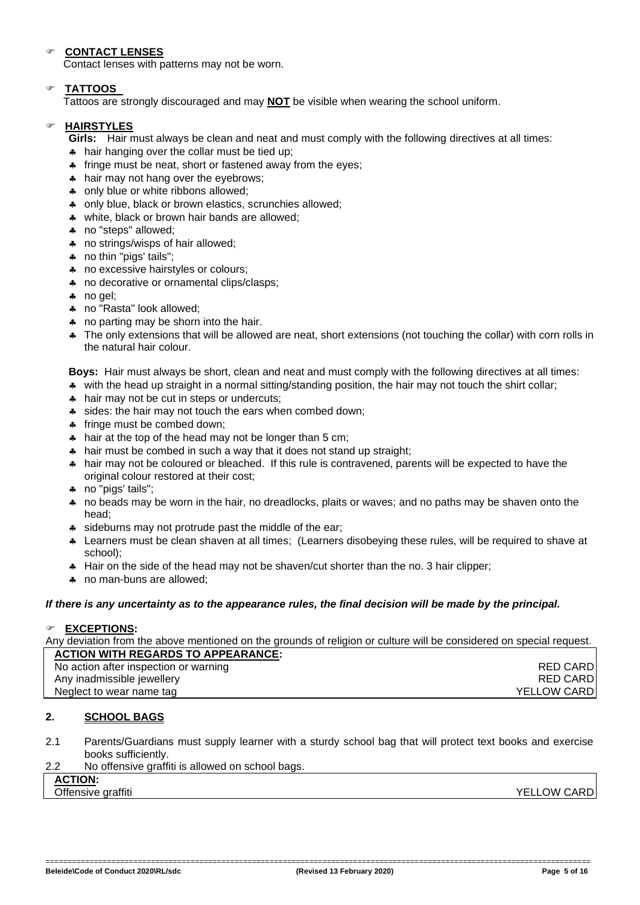- **CONTACT LENSES**

  Contact lenses with patterns may not be worn.

- **TATTOOS**

  Tattoos are strongly discouraged and may **NOT** be visible when wearing the school uniform.

- **HAIRSTYLES**

  **Girls:** Hair must always be clean and neat and must comply with the following directives at all times:
  - hair hanging over the collar must be tied up;
  - fringe must be neat, short or fastened away from the eyes;
  - hair may not hang over the eyebrows;
  - only blue or white ribbons allowed;
  - only blue, black or brown elastics, scrunchies allowed;
  - white, black or brown hair bands are allowed;
  - no "steps" allowed;
  - no strings/wisps of hair allowed;
  - no thin "pigs' tails";
  - no excessive hairstyles or colours;
  - no decorative or ornamental clips/clasps;
  - no gel;
  - no "Rasta" look allowed;
  - no parting may be shorn into the hair.
  - The only extensions that will be allowed are neat, short extensions (not touching the collar) with corn rolls in the natural hair colour.

  **Boys:** Hair must always be short, clean and neat and must comply with the following directives at all times:
  - with the head up straight in a normal sitting/standing position, the hair may not touch the shirt collar;
  - hair may not be cut in steps or undercuts;
  - sides: the hair may not touch the ears when combed down;
  - fringe must be combed down;
  - hair at the top of the head may not be longer than 5 cm;
  - hair must be combed in such a way that it does not stand up straight;
  - hair may not be coloured or bleached. If this rule is contravened, parents will be expected to have the original colour restored at their cost;
  - no "pigs' tails";
  - no beads may be worn in the hair, no dreadlocks, plaits or waves; and no paths may be shaven onto the head;
  - sideburns may not protrude past the middle of the ear;
  - Learners must be clean shaven at all times; (Learners disobeying these rules, will be required to shave at school);
  - Hair on the side of the head may not be shaven/cut shorter than the no. 3 hair clipper;
  - no man-buns are allowed;

***If there is any uncertainty as to the appearance rules, the final decision will be made by the principal.***

- **EXCEPTIONS:**

Any deviation from the above mentioned on the grounds of religion or culture will be considered on special request.

| **ACTION WITH REGARDS TO APPEARANCE:** | |
|---|---|
| No action after inspection or warning | RED CARD |
| Any inadmissible jewellery | RED CARD |
| Neglect to wear name tag | YELLOW CARD |

## 2. SCHOOL BAGS

2.1 Parents/Guardians must supply learner with a sturdy school bag that will protect text books and exercise books sufficiently.

2.2 No offensive graffiti is allowed on school bags.

| **ACTION:** | |
|---|---|
| Offensive graffiti | YELLOW CARD |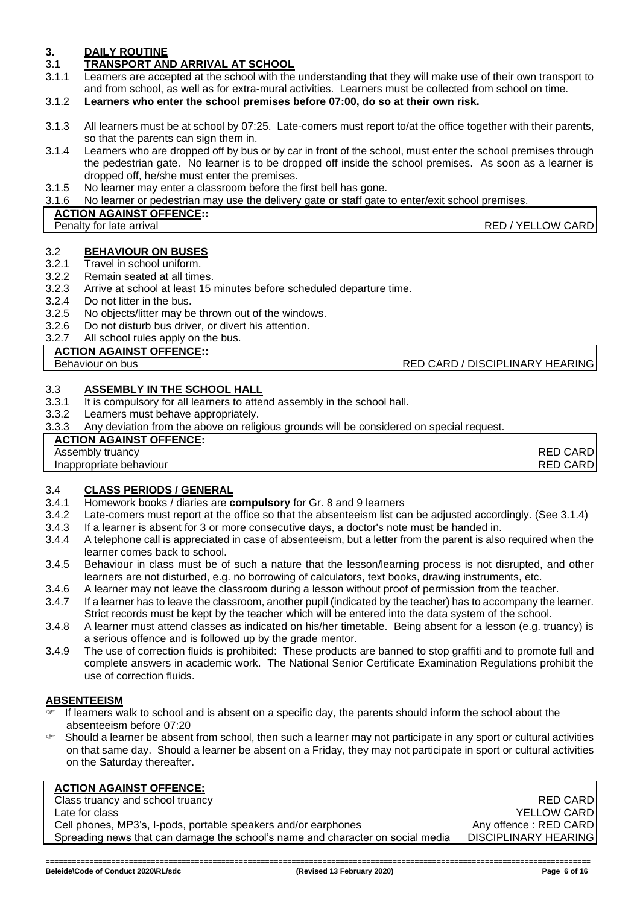# 3. DAILY ROUTINE

## 3.1 TRANSPORT AND ARRIVAL AT SCHOOL

3.1.1 Learners are accepted at the school with the understanding that they will make use of their own transport to and from school, as well as for extra-mural activities. Learners must be collected from school on time.

3.1.2 **Learners who enter the school premises before 07:00, do so at their own risk.**

3.1.3 All learners must be at school by 07:25. Late-comers must report to/at the office together with their parents, so that the parents can sign them in.

3.1.4 Learners who are dropped off by bus or by car in front of the school, must enter the school premises through the pedestrian gate. No learner is to be dropped off inside the school premises. As soon as a learner is dropped off, he/she must enter the premises.

3.1.5 No learner may enter a classroom before the first bell has gone.

3.1.6 No learner or pedestrian may use the delivery gate or staff gate to enter/exit school premises.

| **ACTION AGAINST OFFENCE::** | |
|---|---|
| Penalty for late arrival | RED / YELLOW CARD |

## 3.2 BEHAVIOUR ON BUSES

3.2.1 Travel in school uniform.

3.2.2 Remain seated at all times.

3.2.3 Arrive at school at least 15 minutes before scheduled departure time.

3.2.4 Do not litter in the bus.

3.2.5 No objects/litter may be thrown out of the windows.

3.2.6 Do not disturb bus driver, or divert his attention.

3.2.7 All school rules apply on the bus.

| **ACTION AGAINST OFFENCE::** | |
|---|---|
| Behaviour on bus | RED CARD / DISCIPLINARY HEARING |

## 3.3 ASSEMBLY IN THE SCHOOL HALL

3.3.1 It is compulsory for all learners to attend assembly in the school hall.

3.3.2 Learners must behave appropriately.

3.3.3 Any deviation from the above on religious grounds will be considered on special request.

| **ACTION AGAINST OFFENCE:** | |
|---|---|
| Assembly truancy | RED CARD |
| Inappropriate behaviour | RED CARD |

## 3.4 CLASS PERIODS / GENERAL

3.4.1 Homework books / diaries are **compulsory** for Gr. 8 and 9 learners

3.4.2 Late-comers must report at the office so that the absenteeism list can be adjusted accordingly. (See 3.1.4)

3.4.3 If a learner is absent for 3 or more consecutive days, a doctor's note must be handed in.

3.4.4 A telephone call is appreciated in case of absenteeism, but a letter from the parent is also required when the learner comes back to school.

3.4.5 Behaviour in class must be of such a nature that the lesson/learning process is not disrupted, and other learners are not disturbed, e.g. no borrowing of calculators, text books, drawing instruments, etc.

3.4.6 A learner may not leave the classroom during a lesson without proof of permission from the teacher.

3.4.7 If a learner has to leave the classroom, another pupil (indicated by the teacher) has to accompany the learner. Strict records must be kept by the teacher which will be entered into the data system of the school.

3.4.8 A learner must attend classes as indicated on his/her timetable. Being absent for a lesson (e.g. truancy) is a serious offence and is followed up by the grade mentor.

3.4.9 The use of correction fluids is prohibited: These products are banned to stop graffiti and to promote full and complete answers in academic work. The National Senior Certificate Examination Regulations prohibit the use of correction fluids.

### ABSENTEEISM

- If learners walk to school and is absent on a specific day, the parents should inform the school about the absenteeism before 07:20
- Should a learner be absent from school, then such a learner may not participate in any sport or cultural activities on that same day. Should a learner be absent on a Friday, they may not participate in sport or cultural activities on the Saturday thereafter.

| **ACTION AGAINST OFFENCE:** | |
|---|---|
| Class truancy and school truancy | RED CARD |
| Late for class | YELLOW CARD |
| Cell phones, MP3's, I-pods, portable speakers and/or earphones | Any offence : RED CARD |
| Spreading news that can damage the school's name and character on social media | DISCIPLINARY HEARING |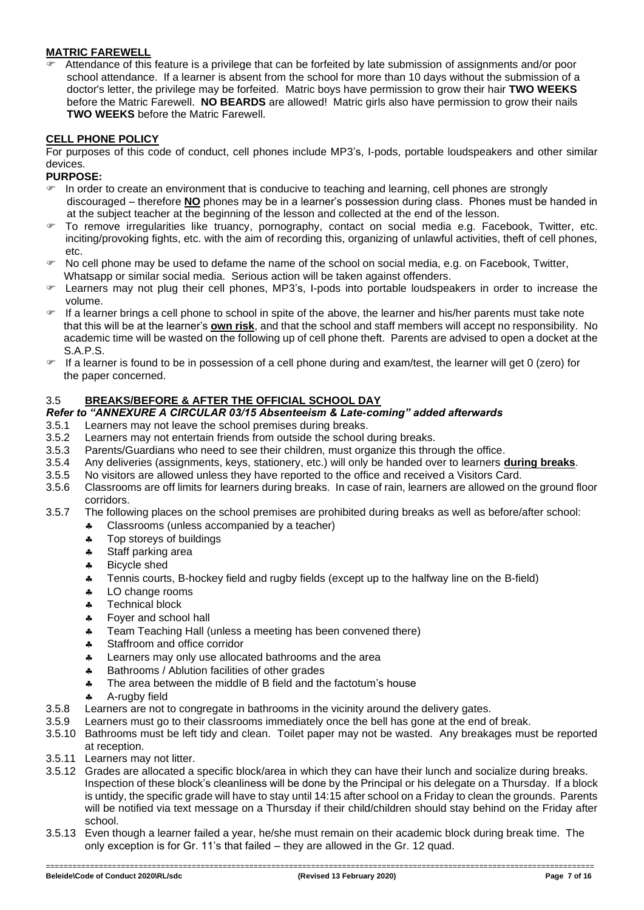## MATRIC FAREWELL

- Attendance of this feature is a privilege that can be forfeited by late submission of assignments and/or poor school attendance. If a learner is absent from the school for more than 10 days without the submission of a doctor's letter, the privilege may be forfeited. Matric boys have permission to grow their hair **TWO WEEKS** before the Matric Farewell. **NO BEARDS** are allowed! Matric girls also have permission to grow their nails **TWO WEEKS** before the Matric Farewell.

## CELL PHONE POLICY

For purposes of this code of conduct, cell phones include MP3's, I-pods, portable loudspeakers and other similar devices.

**PURPOSE:**

- In order to create an environment that is conducive to teaching and learning, cell phones are strongly discouraged – therefore **NO** phones may be in a learner's possession during class. Phones must be handed in at the subject teacher at the beginning of the lesson and collected at the end of the lesson.
- To remove irregularities like truancy, pornography, contact on social media e.g. Facebook, Twitter, etc. inciting/provoking fights, etc. with the aim of recording this, organizing of unlawful activities, theft of cell phones, etc.
- No cell phone may be used to defame the name of the school on social media, e.g. on Facebook, Twitter, Whatsapp or similar social media. Serious action will be taken against offenders.
- Learners may not plug their cell phones, MP3's, I-pods into portable loudspeakers in order to increase the volume.
- If a learner brings a cell phone to school in spite of the above, the learner and his/her parents must take note that this will be at the learner's **own risk**, and that the school and staff members will accept no responsibility. No academic time will be wasted on the following up of cell phone theft. Parents are advised to open a docket at the S.A.P.S.
- If a learner is found to be in possession of a cell phone during and exam/test, the learner will get 0 (zero) for the paper concerned.

## 3.5 BREAKS/BEFORE & AFTER THE OFFICIAL SCHOOL DAY

***Refer to "ANNEXURE A CIRCULAR 03/15 Absenteeism & Late-coming" added afterwards***

3.5.1 Learners may not leave the school premises during breaks.

3.5.2 Learners may not entertain friends from outside the school during breaks.

3.5.3 Parents/Guardians who need to see their children, must organize this through the office.

3.5.4 Any deliveries (assignments, keys, stationery, etc.) will only be handed over to learners **during breaks**.

3.5.5 No visitors are allowed unless they have reported to the office and received a Visitors Card.

3.5.6 Classrooms are off limits for learners during breaks. In case of rain, learners are allowed on the ground floor corridors.

3.5.7 The following places on the school premises are prohibited during breaks as well as before/after school:

- Classrooms (unless accompanied by a teacher)
- Top storeys of buildings
- Staff parking area
- Bicycle shed
- Tennis courts, B-hockey field and rugby fields (except up to the halfway line on the B-field)
- LO change rooms
- Technical block
- Foyer and school hall
- Team Teaching Hall (unless a meeting has been convened there)
- Staffroom and office corridor
- Learners may only use allocated bathrooms and the area
- Bathrooms / Ablution facilities of other grades
- The area between the middle of B field and the factotum's house
- A-rugby field

3.5.8 Learners are not to congregate in bathrooms in the vicinity around the delivery gates.

3.5.9 Learners must go to their classrooms immediately once the bell has gone at the end of break.

3.5.10 Bathrooms must be left tidy and clean. Toilet paper may not be wasted. Any breakages must be reported at reception.

3.5.11 Learners may not litter.

3.5.12 Grades are allocated a specific block/area in which they can have their lunch and socialize during breaks. Inspection of these block's cleanliness will be done by the Principal or his delegate on a Thursday. If a block is untidy, the specific grade will have to stay until 14:15 after school on a Friday to clean the grounds. Parents will be notified via text message on a Thursday if their child/children should stay behind on the Friday after school.

3.5.13 Even though a learner failed a year, he/she must remain on their academic block during break time. The only exception is for Gr. 11's that failed – they are allowed in the Gr. 12 quad.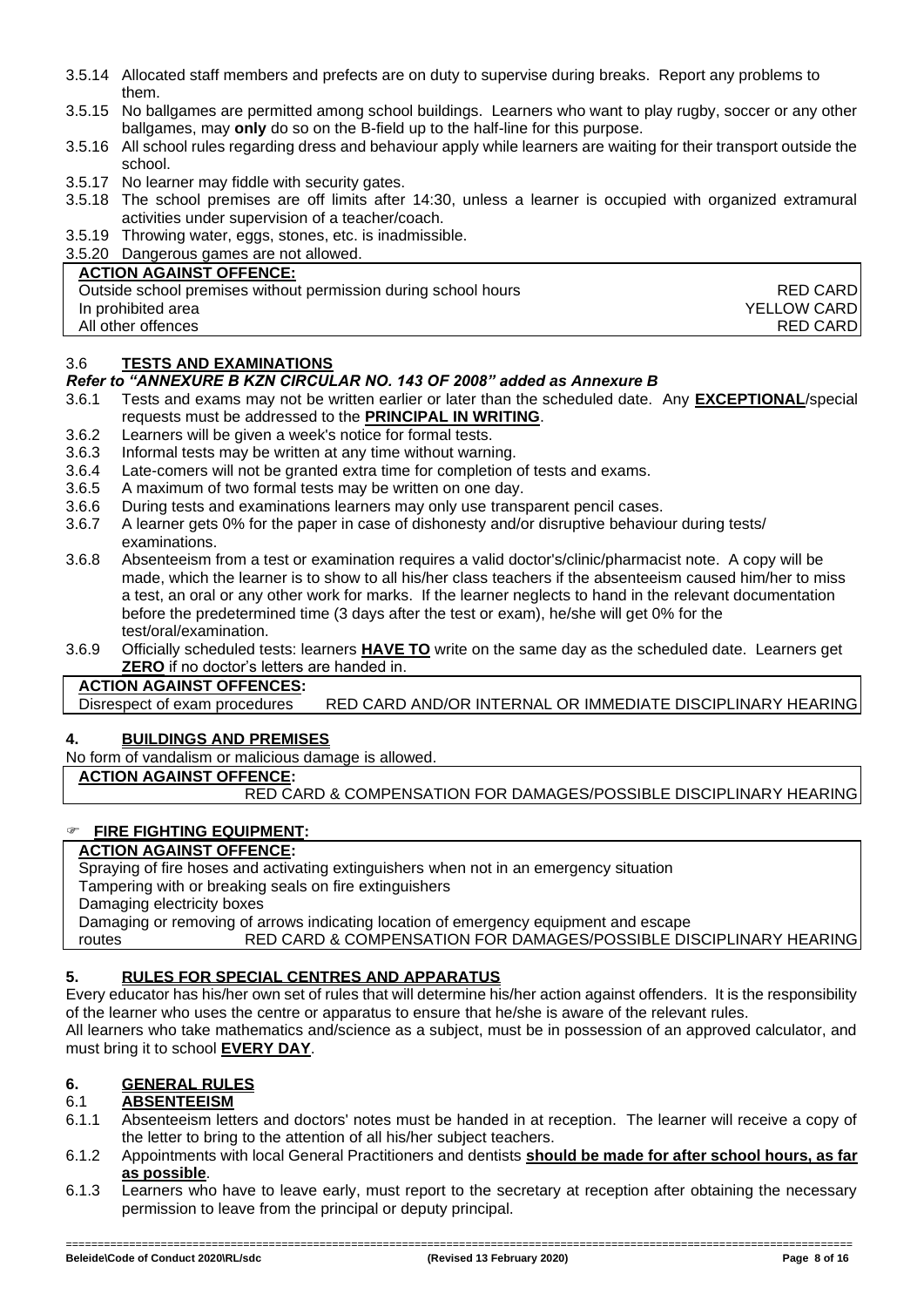3.5.14 Allocated staff members and prefects are on duty to supervise during breaks. Report any problems to them.

3.5.15 No ballgames are permitted among school buildings. Learners who want to play rugby, soccer or any other ballgames, may **only** do so on the B-field up to the half-line for this purpose.

3.5.16 All school rules regarding dress and behaviour apply while learners are waiting for their transport outside the school.

3.5.17 No learner may fiddle with security gates.

3.5.18 The school premises are off limits after 14:30, unless a learner is occupied with organized extramural activities under supervision of a teacher/coach.

3.5.19 Throwing water, eggs, stones, etc. is inadmissible.

3.5.20 Dangerous games are not allowed.

| **ACTION AGAINST OFFENCE:** | |
|---|---|
| Outside school premises without permission during school hours | RED CARD |
| In prohibited area | YELLOW CARD |
| All other offences | RED CARD |

### 3.6 **TESTS AND EXAMINATIONS**

***Refer to "ANNEXURE B KZN CIRCULAR NO. 143 OF 2008" added as Annexure B***

3.6.1 Tests and exams may not be written earlier or later than the scheduled date. Any **EXCEPTIONAL**/special requests must be addressed to the **PRINCIPAL IN WRITING**.

3.6.2 Learners will be given a week's notice for formal tests.

3.6.3 Informal tests may be written at any time without warning.

3.6.4 Late-comers will not be granted extra time for completion of tests and exams.

3.6.5 A maximum of two formal tests may be written on one day.

3.6.6 During tests and examinations learners may only use transparent pencil cases.

3.6.7 A learner gets 0% for the paper in case of dishonesty and/or disruptive behaviour during tests/ examinations.

3.6.8 Absenteeism from a test or examination requires a valid doctor's/clinic/pharmacist note. A copy will be made, which the learner is to show to all his/her class teachers if the absenteeism caused him/her to miss a test, an oral or any other work for marks. If the learner neglects to hand in the relevant documentation before the predetermined time (3 days after the test or exam), he/she will get 0% for the test/oral/examination.

3.6.9 Officially scheduled tests: learners **HAVE TO** write on the same day as the scheduled date. Learners get **ZERO** if no doctor's letters are handed in.

| **ACTION AGAINST OFFENCES:** | |
|---|---|
| Disrespect of exam procedures | RED CARD AND/OR INTERNAL OR IMMEDIATE DISCIPLINARY HEARING |

## 4. **BUILDINGS AND PREMISES**

No form of vandalism or malicious damage is allowed.

| **ACTION AGAINST OFFENCE:** |
|---|
| RED CARD & COMPENSATION FOR DAMAGES/POSSIBLE DISCIPLINARY HEARING |

### ☞ **FIRE FIGHTING EQUIPMENT:**

| **ACTION AGAINST OFFENCE:** | |
|---|---|
| Spraying of fire hoses and activating extinguishers when not in an emergency situation | |
| Tampering with or breaking seals on fire extinguishers | |
| Damaging electricity boxes | |
| Damaging or removing of arrows indicating location of emergency equipment and escape routes | RED CARD & COMPENSATION FOR DAMAGES/POSSIBLE DISCIPLINARY HEARING |

## 5. **RULES FOR SPECIAL CENTRES AND APPARATUS**

Every educator has his/her own set of rules that will determine his/her action against offenders. It is the responsibility of the learner who uses the centre or apparatus to ensure that he/she is aware of the relevant rules.

All learners who take mathematics and/science as a subject, must be in possession of an approved calculator, and must bring it to school **EVERY DAY**.

## 6. **GENERAL RULES**

### 6.1 **ABSENTEEISM**

6.1.1 Absenteeism letters and doctors' notes must be handed in at reception. The learner will receive a copy of the letter to bring to the attention of all his/her subject teachers.

6.1.2 Appointments with local General Practitioners and dentists **should be made for after school hours, as far as possible**.

6.1.3 Learners who have to leave early, must report to the secretary at reception after obtaining the necessary permission to leave from the principal or deputy principal.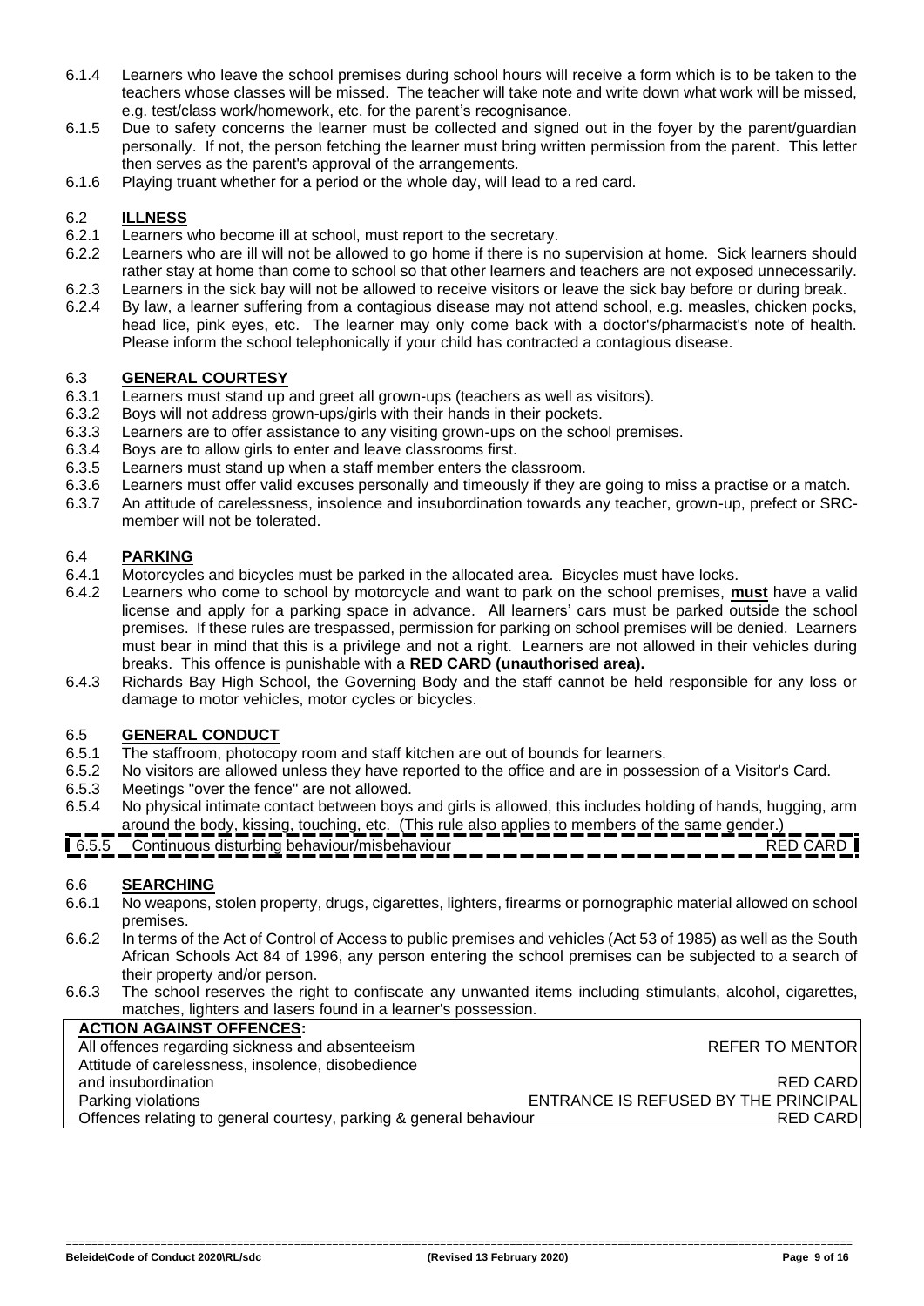6.1.4 Learners who leave the school premises during school hours will receive a form which is to be taken to the teachers whose classes will be missed. The teacher will take note and write down what work will be missed, e.g. test/class work/homework, etc. for the parent's recognisance.

6.1.5 Due to safety concerns the learner must be collected and signed out in the foyer by the parent/guardian personally. If not, the person fetching the learner must bring written permission from the parent. This letter then serves as the parent's approval of the arrangements.

6.1.6 Playing truant whether for a period or the whole day, will lead to a red card.

## 6.2 ILLNESS

6.2.1 Learners who become ill at school, must report to the secretary.

6.2.2 Learners who are ill will not be allowed to go home if there is no supervision at home. Sick learners should rather stay at home than come to school so that other learners and teachers are not exposed unnecessarily.

6.2.3 Learners in the sick bay will not be allowed to receive visitors or leave the sick bay before or during break.

6.2.4 By law, a learner suffering from a contagious disease may not attend school, e.g. measles, chicken pocks, head lice, pink eyes, etc. The learner may only come back with a doctor's/pharmacist's note of health. Please inform the school telephonically if your child has contracted a contagious disease.

## 6.3 GENERAL COURTESY

6.3.1 Learners must stand up and greet all grown-ups (teachers as well as visitors).

6.3.2 Boys will not address grown-ups/girls with their hands in their pockets.

6.3.3 Learners are to offer assistance to any visiting grown-ups on the school premises.

6.3.4 Boys are to allow girls to enter and leave classrooms first.

6.3.5 Learners must stand up when a staff member enters the classroom.

6.3.6 Learners must offer valid excuses personally and timeously if they are going to miss a practise or a match.

6.3.7 An attitude of carelessness, insolence and insubordination towards any teacher, grown-up, prefect or SRC-member will not be tolerated.

## 6.4 PARKING

6.4.1 Motorcycles and bicycles must be parked in the allocated area. Bicycles must have locks.

6.4.2 Learners who come to school by motorcycle and want to park on the school premises, **must** have a valid license and apply for a parking space in advance. All learners' cars must be parked outside the school premises. If these rules are trespassed, permission for parking on school premises will be denied. Learners must bear in mind that this is a privilege and not a right. Learners are not allowed in their vehicles during breaks. This offence is punishable with a **RED CARD (unauthorised area).**

6.4.3 Richards Bay High School, the Governing Body and the staff cannot be held responsible for any loss or damage to motor vehicles, motor cycles or bicycles.

## 6.5 GENERAL CONDUCT

6.5.1 The staffroom, photocopy room and staff kitchen are out of bounds for learners.

6.5.2 No visitors are allowed unless they have reported to the office and are in possession of a Visitor's Card.

6.5.3 Meetings "over the fence" are not allowed.

6.5.4 No physical intimate contact between boys and girls is allowed, this includes holding of hands, hugging, arm around the body, kissing, touching, etc. (This rule also applies to members of the same gender.)

6.5.5 Continuous disturbing behaviour/misbehaviour — RED CARD

## 6.6 SEARCHING

6.6.1 No weapons, stolen property, drugs, cigarettes, lighters, firearms or pornographic material allowed on school premises.

6.6.2 In terms of the Act of Control of Access to public premises and vehicles (Act 53 of 1985) as well as the South African Schools Act 84 of 1996, any person entering the school premises can be subjected to a search of their property and/or person.

6.6.3 The school reserves the right to confiscate any unwanted items including stimulants, alcohol, cigarettes, matches, lighters and lasers found in a learner's possession.

| **ACTION AGAINST OFFENCES:** | |
|---|---|
| All offences regarding sickness and absenteeism | REFER TO MENTOR |
| Attitude of carelessness, insolence, disobedience and insubordination | RED CARD |
| Parking violations | ENTRANCE IS REFUSED BY THE PRINCIPAL |
| Offences relating to general courtesy, parking & general behaviour | RED CARD |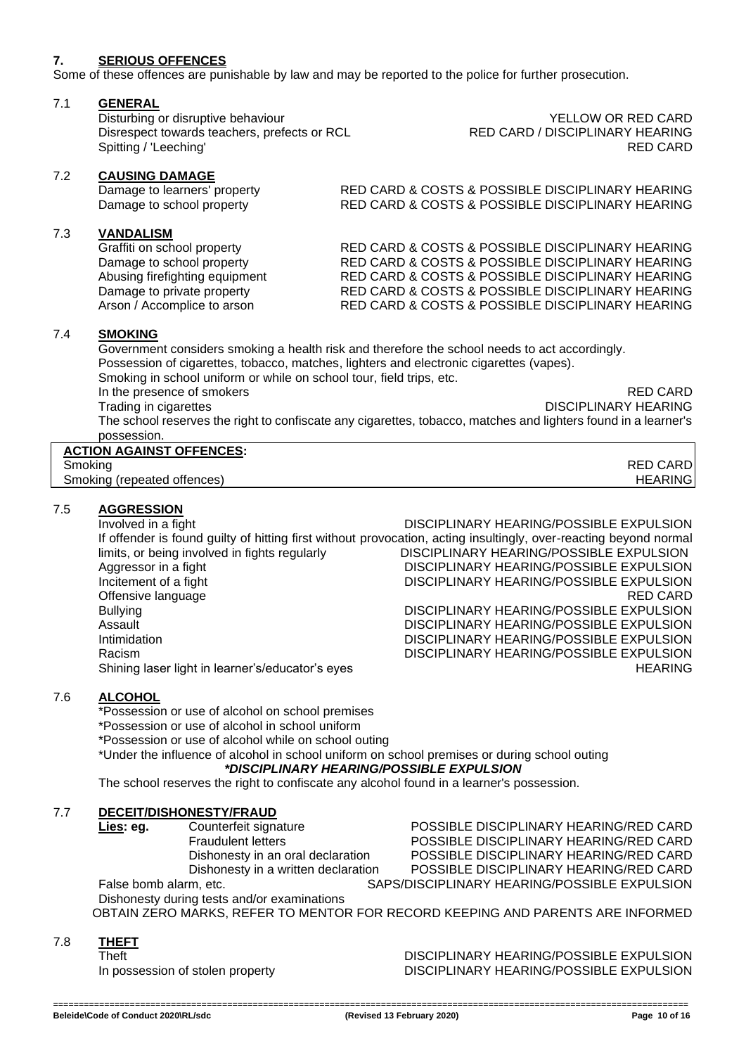## 7. SERIOUS OFFENCES

Some of these offences are punishable by law and may be reported to the police for further prosecution.

### 7.1 GENERAL

| Offence | Action |
|---|---|
| Disturbing or disruptive behaviour | YELLOW OR RED CARD |
| Disrespect towards teachers, prefects or RCL | RED CARD / DISCIPLINARY HEARING |
| Spitting / 'Leeching' | RED CARD |

### 7.2 CAUSING DAMAGE

| Offence | Action |
|---|---|
| Damage to learners' property | RED CARD & COSTS & POSSIBLE DISCIPLINARY HEARING |
| Damage to school property | RED CARD & COSTS & POSSIBLE DISCIPLINARY HEARING |

### 7.3 VANDALISM

| Offence | Action |
|---|---|
| Graffiti on school property | RED CARD & COSTS & POSSIBLE DISCIPLINARY HEARING |
| Damage to school property | RED CARD & COSTS & POSSIBLE DISCIPLINARY HEARING |
| Abusing firefighting equipment | RED CARD & COSTS & POSSIBLE DISCIPLINARY HEARING |
| Damage to private property | RED CARD & COSTS & POSSIBLE DISCIPLINARY HEARING |
| Arson / Accomplice to arson | RED CARD & COSTS & POSSIBLE DISCIPLINARY HEARING |

### 7.4 SMOKING

Government considers smoking a health risk and therefore the school needs to act accordingly.
Possession of cigarettes, tobacco, matches, lighters and electronic cigarettes (vapes).
Smoking in school uniform or while on school tour, field trips, etc.

| Offence | Action |
|---|---|
| In the presence of smokers | RED CARD |
| Trading in cigarettes | DISCIPLINARY HEARING |

The school reserves the right to confiscate any cigarettes, tobacco, matches and lighters found in a learner's possession.

| ACTION AGAINST OFFENCES: | |
|---|---|
| Smoking | RED CARD |
| Smoking (repeated offences) | HEARING |

### 7.5 AGGRESSION

| Offence | Action |
|---|---|
| Involved in a fight | DISCIPLINARY HEARING/POSSIBLE EXPULSION |
| If offender is found guilty of hitting first without provocation, acting insultingly, over-reacting beyond normal limits, or being involved in fights regularly | DISCIPLINARY HEARING/POSSIBLE EXPULSION |
| Aggressor in a fight | DISCIPLINARY HEARING/POSSIBLE EXPULSION |
| Incitement of a fight | DISCIPLINARY HEARING/POSSIBLE EXPULSION |
| Offensive language | RED CARD |
| Bullying | DISCIPLINARY HEARING/POSSIBLE EXPULSION |
| Assault | DISCIPLINARY HEARING/POSSIBLE EXPULSION |
| Intimidation | DISCIPLINARY HEARING/POSSIBLE EXPULSION |
| Racism | DISCIPLINARY HEARING/POSSIBLE EXPULSION |
| Shining laser light in learner's/educator's eyes | HEARING |

### 7.6 ALCOHOL

*Possession or use of alcohol on school premises
*Possession or use of alcohol in school uniform
*Possession or use of alcohol while on school outing
*Under the influence of alcohol in school uniform on school premises or during school outing

***DISCIPLINARY HEARING/POSSIBLE EXPULSION***

The school reserves the right to confiscate any alcohol found in a learner's possession.

### 7.7 DECEIT/DISHONESTY/FRAUD

| Offence | Action |
|---|---|
| **Lies: eg.** Counterfeit signature | POSSIBLE DISCIPLINARY HEARING/RED CARD |
| Fraudulent letters | POSSIBLE DISCIPLINARY HEARING/RED CARD |
| Dishonesty in an oral declaration | POSSIBLE DISCIPLINARY HEARING/RED CARD |
| Dishonesty in a written declaration | POSSIBLE DISCIPLINARY HEARING/RED CARD |
| False bomb alarm, etc. | SAPS/DISCIPLINARY HEARING/POSSIBLE EXPULSION |

Dishonesty during tests and/or examinations
OBTAIN ZERO MARKS, REFER TO MENTOR FOR RECORD KEEPING AND PARENTS ARE INFORMED

### 7.8 THEFT

| Offence | Action |
|---|---|
| Theft | DISCIPLINARY HEARING/POSSIBLE EXPULSION |
| In possession of stolen property | DISCIPLINARY HEARING/POSSIBLE EXPULSION |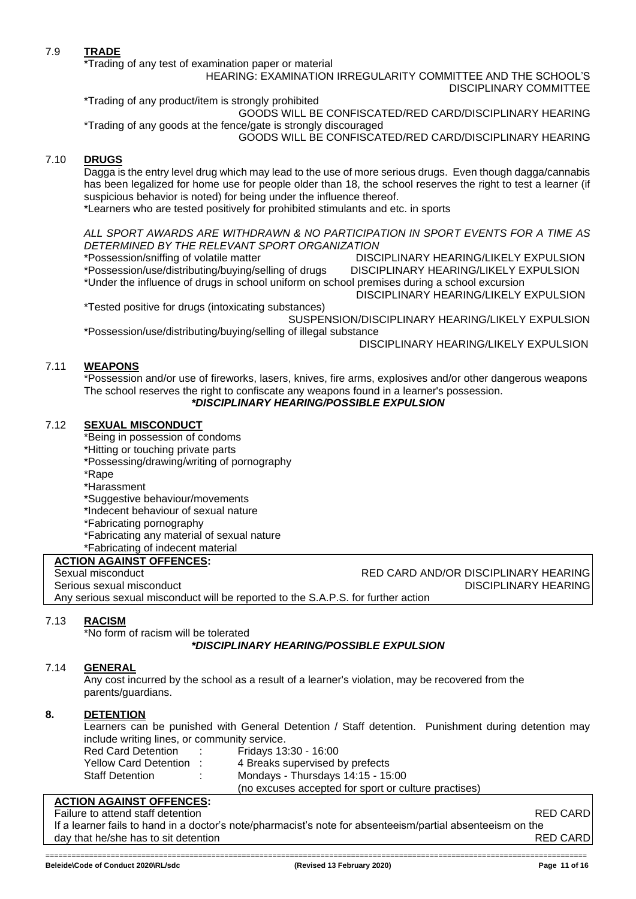## 7.9 TRADE

*Trading of any test of examination paper or material
HEARING: EXAMINATION IRREGULARITY COMMITTEE AND THE SCHOOL'S DISCIPLINARY COMMITTEE

*Trading of any product/item is strongly prohibited
GOODS WILL BE CONFISCATED/RED CARD/DISCIPLINARY HEARING

*Trading of any goods at the fence/gate is strongly discouraged
GOODS WILL BE CONFISCATED/RED CARD/DISCIPLINARY HEARING

## 7.10 DRUGS

Dagga is the entry level drug which may lead to the use of more serious drugs. Even though dagga/cannabis has been legalized for home use for people older than 18, the school reserves the right to test a learner (if suspicious behavior is noted) for being under the influence thereof.

*Learners who are tested positively for prohibited stimulants and etc. in sports

*ALL SPORT AWARDS ARE WITHDRAWN & NO PARTICIPATION IN SPORT EVENTS FOR A TIME AS DETERMINED BY THE RELEVANT SPORT ORGANIZATION*

*Possession/sniffing of volatile matter — DISCIPLINARY HEARING/LIKELY EXPULSION

*Possession/use/distributing/buying/selling of drugs — DISCIPLINARY HEARING/LIKELY EXPULSION

*Under the influence of drugs in school uniform on school premises during a school excursion
DISCIPLINARY HEARING/LIKELY EXPULSION

*Tested positive for drugs (intoxicating substances)
SUSPENSION/DISCIPLINARY HEARING/LIKELY EXPULSION

*Possession/use/distributing/buying/selling of illegal substance
DISCIPLINARY HEARING/LIKELY EXPULSION

## 7.11 WEAPONS

*Possession and/or use of fireworks, lasers, knives, fire arms, explosives and/or other dangerous weapons
The school reserves the right to confiscate any weapons found in a learner's possession.

***DISCIPLINARY HEARING/POSSIBLE EXPULSION***

## 7.12 SEXUAL MISCONDUCT

*Being in possession of condoms
*Hitting or touching private parts
*Possessing/drawing/writing of pornography
*Rape
*Harassment
*Suggestive behaviour/movements
*Indecent behaviour of sexual nature
*Fabricating pornography
*Fabricating any material of sexual nature
*Fabricating of indecent material

**ACTION AGAINST OFFENCES:**

| Offence | Action |
|---|---|
| Sexual misconduct | RED CARD AND/OR DISCIPLINARY HEARING |
| Serious sexual misconduct | DISCIPLINARY HEARING |

Any serious sexual misconduct will be reported to the S.A.P.S. for further action

## 7.13 RACISM

*No form of racism will be tolerated

***DISCIPLINARY HEARING/POSSIBLE EXPULSION***

## 7.14 GENERAL

Any cost incurred by the school as a result of a learner's violation, may be recovered from the parents/guardians.

# 8. DETENTION

Learners can be punished with General Detention / Staff detention. Punishment during detention may include writing lines, or community service.

| | | |
|---|---|---|
| Red Card Detention | : | Fridays 13:30 - 16:00 |
| Yellow Card Detention | : | 4 Breaks supervised by prefects |
| Staff Detention | : | Mondays - Thursdays 14:15 - 15:00 (no excuses accepted for sport or culture practises) |

**ACTION AGAINST OFFENCES:**

| Offence | Action |
|---|---|
| Failure to attend staff detention | RED CARD |
| If a learner fails to hand in a doctor's note/pharmacist's note for absenteeism/partial absenteeism on the day that he/she has to sit detention | RED CARD |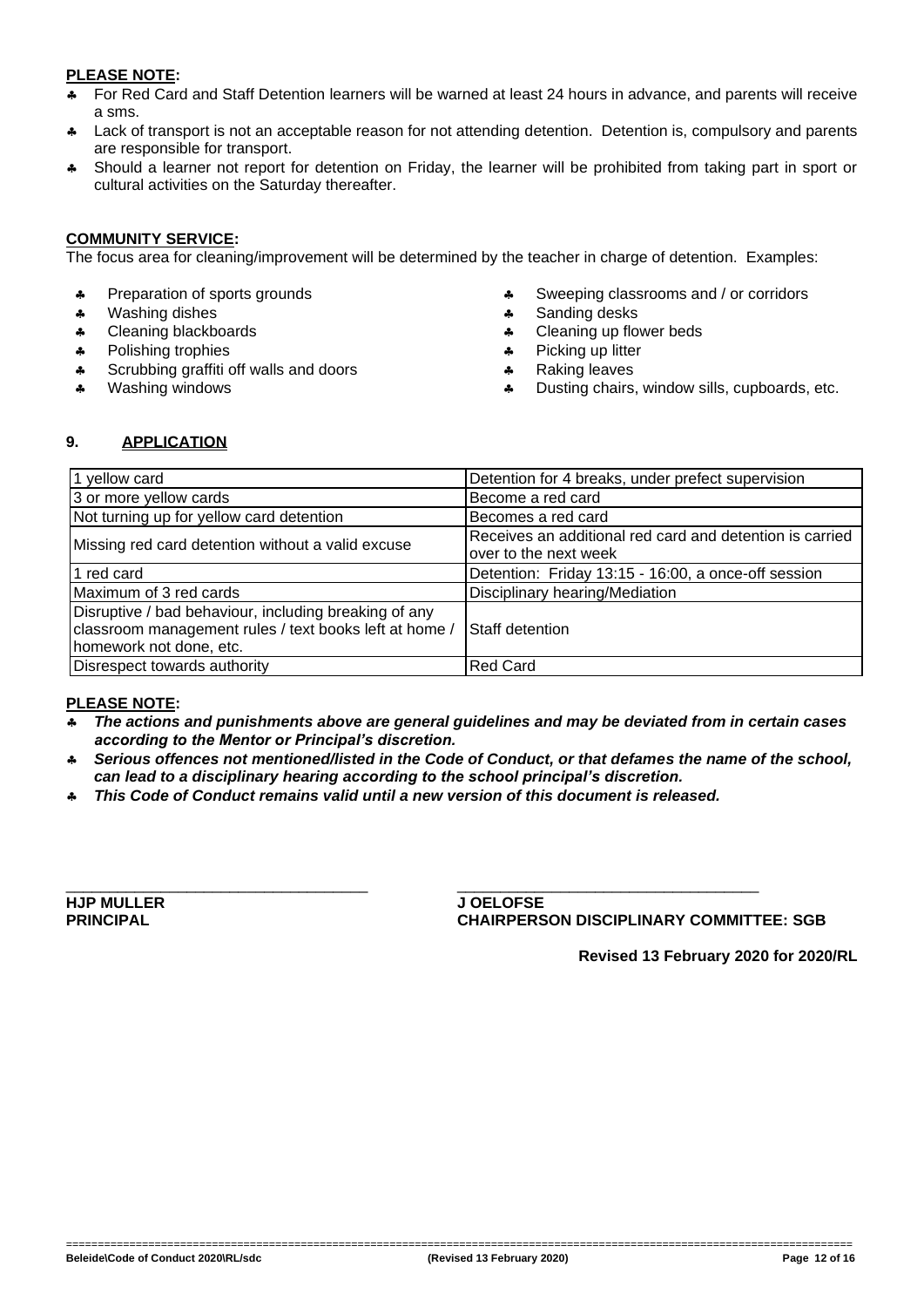**PLEASE NOTE:**

- For Red Card and Staff Detention learners will be warned at least 24 hours in advance, and parents will receive a sms.
- Lack of transport is not an acceptable reason for not attending detention. Detention is, compulsory and parents are responsible for transport.
- Should a learner not report for detention on Friday, the learner will be prohibited from taking part in sport or cultural activities on the Saturday thereafter.

**COMMUNITY SERVICE:**

The focus area for cleaning/improvement will be determined by the teacher in charge of detention. Examples:

- Preparation of sports grounds
- Washing dishes
- Cleaning blackboards
- Polishing trophies
- Scrubbing graffiti off walls and doors
- Washing windows
- Sweeping classrooms and / or corridors
- Sanding desks
- Cleaning up flower beds
- Picking up litter
- Raking leaves
- Dusting chairs, window sills, cupboards, etc.

## 9. APPLICATION

| | |
|---|---|
| 1 yellow card | Detention for 4 breaks, under prefect supervision |
| 3 or more yellow cards | Become a red card |
| Not turning up for yellow card detention | Becomes a red card |
| Missing red card detention without a valid excuse | Receives an additional red card and detention is carried over to the next week |
| 1 red card | Detention: Friday 13:15 - 16:00, a once-off session |
| Maximum of 3 red cards | Disciplinary hearing/Mediation |
| Disruptive / bad behaviour, including breaking of any classroom management rules / text books left at home / homework not done, etc. | Staff detention |
| Disrespect towards authority | Red Card |

**PLEASE NOTE:**

- ***The actions and punishments above are general guidelines and may be deviated from in certain cases according to the Mentor or Principal's discretion.***
- ***Serious offences not mentioned/listed in the Code of Conduct, or that defames the name of the school, can lead to a disciplinary hearing according to the school principal's discretion.***
- ***This Code of Conduct remains valid until a new version of this document is released.***

\_\_\_\_\_\_\_\_\_\_\_\_\_\_\_\_\_\_\_\_\_\_\_\_\_\_\_\_\_\_\_\_\_\_\_
**HJP MULLER**
**PRINCIPAL**

\_\_\_\_\_\_\_\_\_\_\_\_\_\_\_\_\_\_\_\_\_\_\_\_\_\_\_\_\_\_\_\_\_\_\_
**J OELOFSE**
**CHAIRPERSON DISCIPLINARY COMMITTEE: SGB**

**Revised 13 February 2020 for 2020/RL**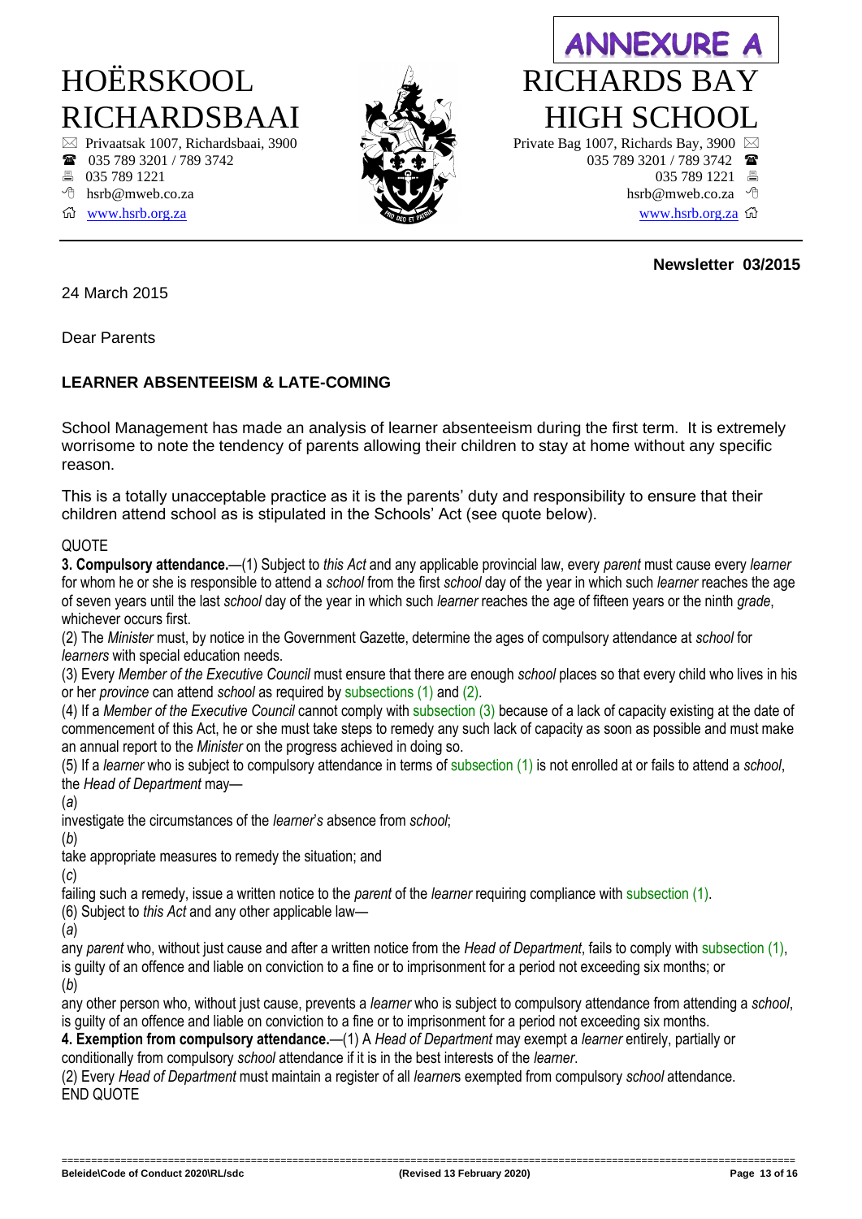**ANNEXURE A**

HOËRSKOOL RICHARDSBAAI
Privaatsak 1007, Richardsbaai, 3900
035 789 3201 / 789 3742
035 789 1221
hsrb@mweb.co.za
www.hsrb.org.za

RICHARDS BAY HIGH SCHOOL
Private Bag 1007, Richards Bay, 3900
035 789 3201 / 789 3742
035 789 1221
hsrb@mweb.co.za
www.hsrb.org.za

**Newsletter 03/2015**

24 March 2015

Dear Parents

**LEARNER ABSENTEEISM & LATE-COMING**

School Management has made an analysis of learner absenteeism during the first term. It is extremely worrisome to note the tendency of parents allowing their children to stay at home without any specific reason.

This is a totally unacceptable practice as it is the parents' duty and responsibility to ensure that their children attend school as is stipulated in the Schools' Act (see quote below).

QUOTE

**3. Compulsory attendance.**—(1) Subject to *this Act* and any applicable provincial law, every *parent* must cause every *learner* for whom he or she is responsible to attend a *school* from the first *school* day of the year in which such *learner* reaches the age of seven years until the last *school* day of the year in which such *learner* reaches the age of fifteen years or the ninth *grade*, whichever occurs first.

(2) The *Minister* must, by notice in the Government Gazette, determine the ages of compulsory attendance at *school* for *learners* with special education needs.

(3) Every *Member of the Executive Council* must ensure that there are enough *school* places so that every child who lives in his or her *province* can attend *school* as required by subsections (1) and (2).

(4) If a *Member of the Executive Council* cannot comply with subsection (3) because of a lack of capacity existing at the date of commencement of this Act, he or she must take steps to remedy any such lack of capacity as soon as possible and must make an annual report to the *Minister* on the progress achieved in doing so.

(5) If a *learner* who is subject to compulsory attendance in terms of subsection (1) is not enrolled at or fails to attend a *school*, the *Head of Department* may—

(*a*)
investigate the circumstances of the *learner's* absence from *school*;

(*b*)
take appropriate measures to remedy the situation; and

(*c*)
failing such a remedy, issue a written notice to the *parent* of the *learner* requiring compliance with subsection (1).

(6) Subject to *this Act* and any other applicable law—

(*a*)
any *parent* who, without just cause and after a written notice from the *Head of Department*, fails to comply with subsection (1), is guilty of an offence and liable on conviction to a fine or to imprisonment for a period not exceeding six months; or

(*b*)
any other person who, without just cause, prevents a *learner* who is subject to compulsory attendance from attending a *school*, is guilty of an offence and liable on conviction to a fine or to imprisonment for a period not exceeding six months.

**4. Exemption from compulsory attendance.**—(1) A *Head of Department* may exempt a *learner* entirely, partially or conditionally from compulsory *school* attendance if it is in the best interests of the *learner*.

(2) Every *Head of Department* must maintain a register of all *learner*s exempted from compulsory *school* attendance.

END QUOTE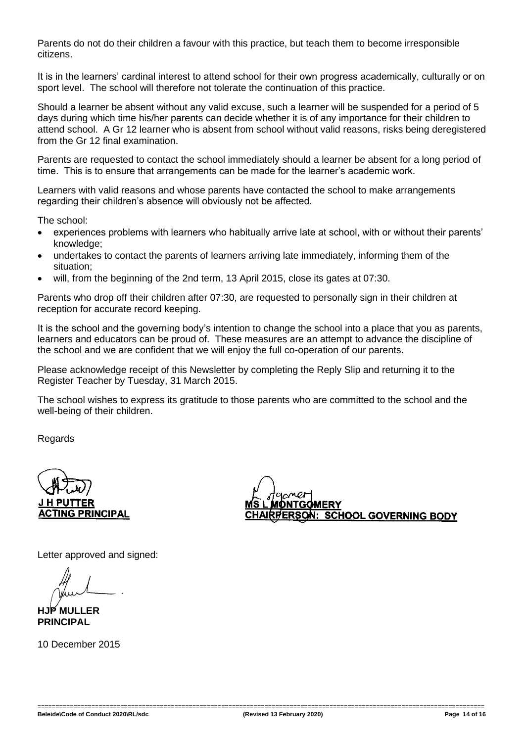Parents do not do their children a favour with this practice, but teach them to become irresponsible citizens.

It is in the learners' cardinal interest to attend school for their own progress academically, culturally or on sport level. The school will therefore not tolerate the continuation of this practice.

Should a learner be absent without any valid excuse, such a learner will be suspended for a period of 5 days during which time his/her parents can decide whether it is of any importance for their children to attend school. A Gr 12 learner who is absent from school without valid reasons, risks being deregistered from the Gr 12 final examination.

Parents are requested to contact the school immediately should a learner be absent for a long period of time. This is to ensure that arrangements can be made for the learner's academic work.

Learners with valid reasons and whose parents have contacted the school to make arrangements regarding their children's absence will obviously not be affected.

The school:

- experiences problems with learners who habitually arrive late at school, with or without their parents' knowledge;
- undertakes to contact the parents of learners arriving late immediately, informing them of the situation;
- will, from the beginning of the 2nd term, 13 April 2015, close its gates at 07:30.

Parents who drop off their children after 07:30, are requested to personally sign in their children at reception for accurate record keeping.

It is the school and the governing body's intention to change the school into a place that you as parents, learners and educators can be proud of. These measures are an attempt to advance the discipline of the school and we are confident that we will enjoy the full co-operation of our parents.

Please acknowledge receipt of this Newsletter by completing the Reply Slip and returning it to the Register Teacher by Tuesday, 31 March 2015.

The school wishes to express its gratitude to those parents who are committed to the school and the well-being of their children.

Regards

**J H PUTTER**
**ACTING PRINCIPAL**

**MS L MONTGOMERY**
**CHAIRPERSON: SCHOOL GOVERNING BODY**

Letter approved and signed:

**HJP MULLER**
**PRINCIPAL**

10 December 2015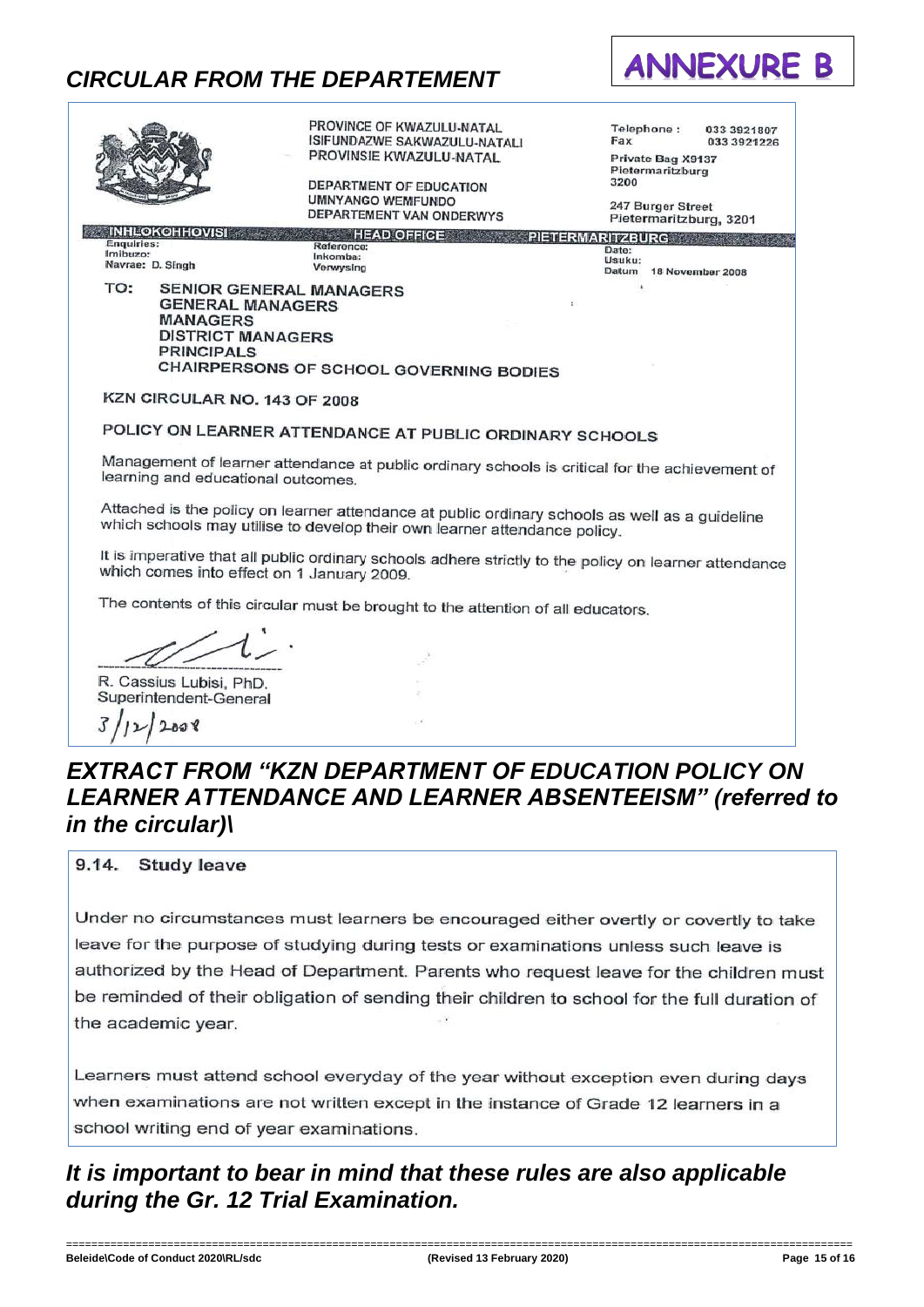## CIRCULAR FROM THE DEPARTEMENT

**ANNEXURE B**

PROVINCE OF KWAZULU-NATAL
ISIFUNDAZWE SAKWAZULU-NATALI
PROVINSIE KWAZULU-NATAL

DEPARTMENT OF EDUCATION
UMNYANGO WEMFUNDO
DEPARTEMENT VAN ONDERWYS

Telephone : 033 3921807
Fax 033 3921226

Private Bag X9137
Pietermaritzburg
3200

247 Burger Street
Pietermaritzburg, 3201

INHLOKOHHOVISI — HEAD OFFICE — PIETERMARITZBURG

Enquiries:
Imibuzo:
Navrae: D. Singh

Reference:
Inkomba:
Verwysing

Date:
Usuku:
Datum 18 November 2008

TO: SENIOR GENERAL MANAGERS
GENERAL MANAGERS
MANAGERS
DISTRICT MANAGERS
PRINCIPALS
CHAIRPERSONS OF SCHOOL GOVERNING BODIES

KZN CIRCULAR NO. 143 OF 2008

POLICY ON LEARNER ATTENDANCE AT PUBLIC ORDINARY SCHOOLS

Management of learner attendance at public ordinary schools is critical for the achievement of learning and educational outcomes.

Attached is the policy on learner attendance at public ordinary schools as well as a guideline which schools may utilise to develop their own learner attendance policy.

It is imperative that all public ordinary schools adhere strictly to the policy on learner attendance which comes into effect on 1 January 2009.

The contents of this circular must be brought to the attention of all educators.

R. Cassius Lubisi, PhD.
Superintendent-General
3/12/2008

## EXTRACT FROM "KZN DEPARTMENT OF EDUCATION POLICY ON LEARNER ATTENDANCE AND LEARNER ABSENTEEISM" (referred to in the circular)\

**9.14. Study leave**

Under no circumstances must learners be encouraged either overtly or covertly to take leave for the purpose of studying during tests or examinations unless such leave is authorized by the Head of Department. Parents who request leave for the children must be reminded of their obligation of sending their children to school for the full duration of the academic year.

Learners must attend school everyday of the year without exception even during days when examinations are not written except in the instance of Grade 12 learners in a school writing end of year examinations.

***It is important to bear in mind that these rules are also applicable during the Gr. 12 Trial Examination.***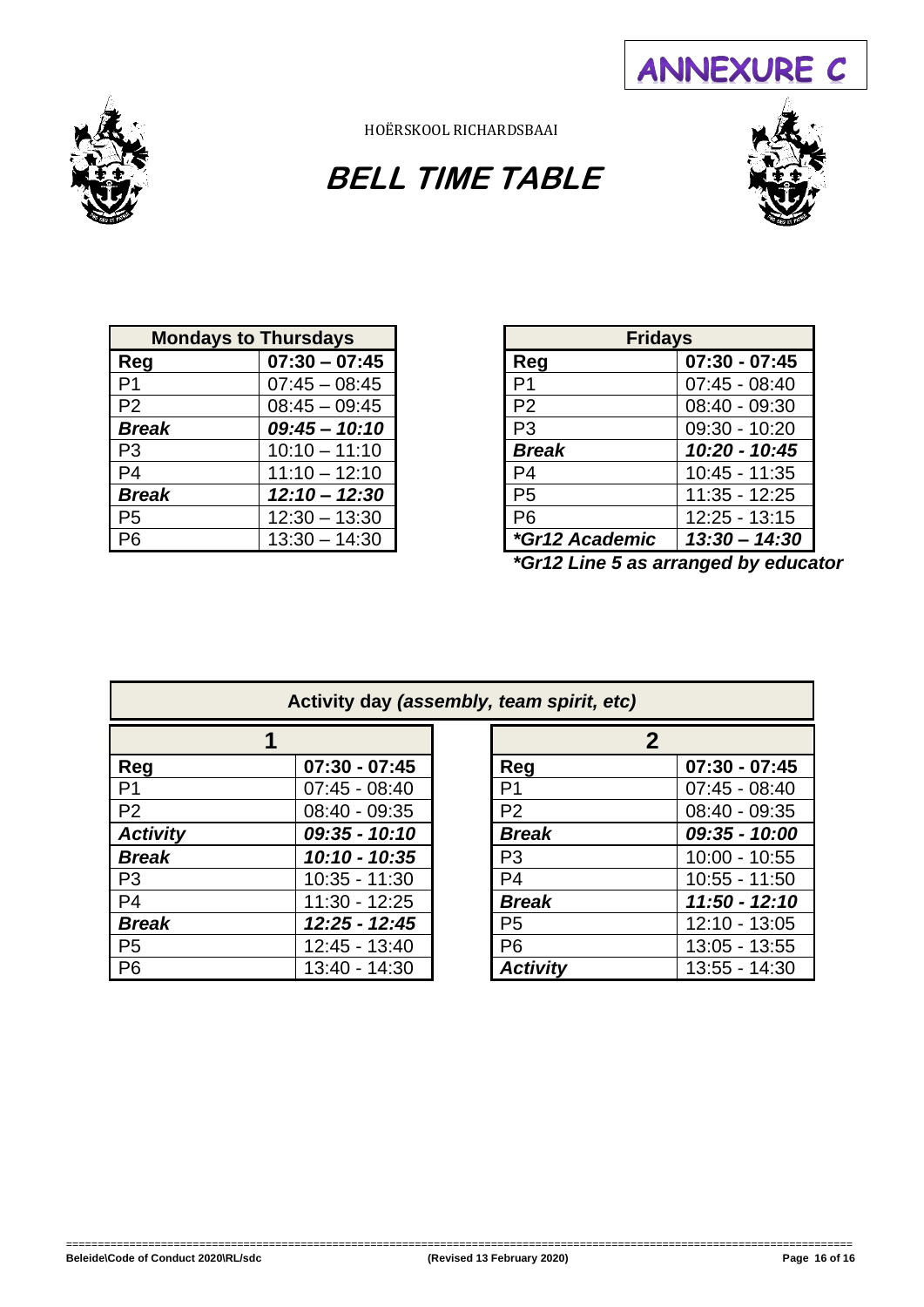ANNEXURE C

HOËRSKOOL RICHARDSBAAI

# BELL TIME TABLE

| Mondays to Thursdays | |
|---|---|
| **Reg** | **07:30 – 07:45** |
| P1 | 07:45 – 08:45 |
| P2 | 08:45 – 09:45 |
| ***Break*** | ***09:45 – 10:10*** |
| P3 | 10:10 – 11:10 |
| P4 | 11:10 – 12:10 |
| ***Break*** | ***12:10 – 12:30*** |
| P5 | 12:30 – 13:30 |
| P6 | 13:30 – 14:30 |

| Fridays | |
|---|---|
| **Reg** | **07:30 - 07:45** |
| P1 | 07:45 - 08:40 |
| P2 | 08:40 - 09:30 |
| P3 | 09:30 - 10:20 |
| ***Break*** | ***10:20 - 10:45*** |
| P4 | 10:45 - 11:35 |
| P5 | 11:35 - 12:25 |
| P6 | 12:25 - 13:15 |
| ***Gr12 Academic** | ***13:30 – 14:30*** |

***Gr12 Line 5 as arranged by educator***

## Activity day *(assembly, team spirit, etc)*

| 1 | |
|---|---|
| **Reg** | **07:30 - 07:45** |
| P1 | 07:45 - 08:40 |
| P2 | 08:40 - 09:35 |
| ***Activity*** | ***09:35 - 10:10*** |
| ***Break*** | ***10:10 - 10:35*** |
| P3 | 10:35 - 11:30 |
| P4 | 11:30 - 12:25 |
| ***Break*** | ***12:25 - 12:45*** |
| P5 | 12:45 - 13:40 |
| P6 | 13:40 - 14:30 |

| 2 | |
|---|---|
| **Reg** | **07:30 - 07:45** |
| P1 | 07:45 - 08:40 |
| P2 | 08:40 - 09:35 |
| ***Break*** | ***09:35 - 10:00*** |
| P3 | 10:00 - 10:55 |
| P4 | 10:55 - 11:50 |
| ***Break*** | ***11:50 - 12:10*** |
| P5 | 12:10 - 13:05 |
| P6 | 13:05 - 13:55 |
| ***Activity*** | 13:55 - 14:30 |